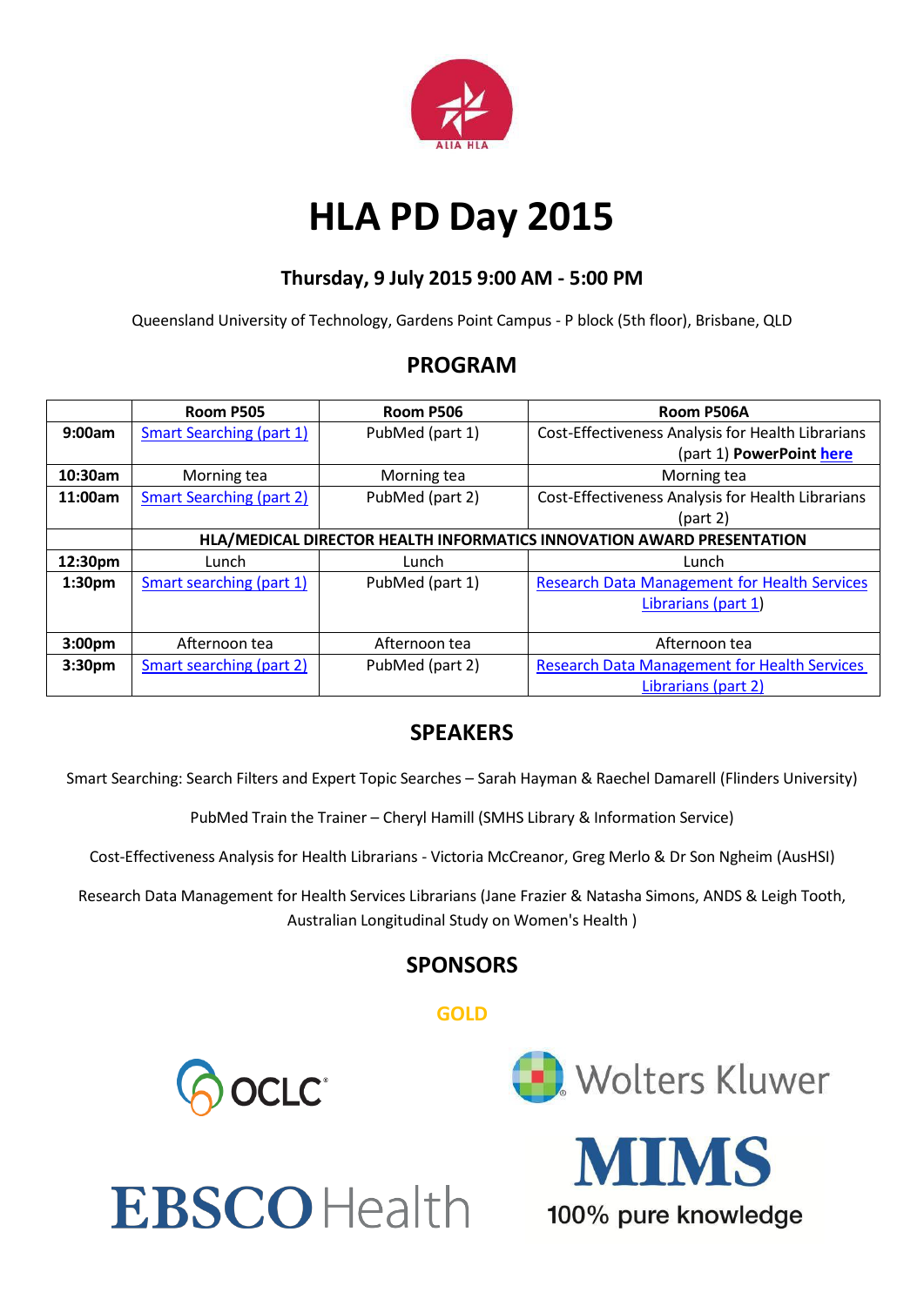# HLA PD Day 2015

### Thursday, 9 July 2015 9:00 AM - 5:00 PM

Queensland University of Technology, Gardens Point Campus - P block (5th floor), Brisbane, QLD

## PROGRAM

| | Room P505 | Room P506 | Room P506A |
|---|---|---|---|
| **9:00am** | Smart Searching (part 1) | PubMed (part 1) | Cost-Effectiveness Analysis for Health Librarians (part 1) **PowerPoint here** |
| **10:30am** | Morning tea | Morning tea | Morning tea |
| **11:00am** | Smart Searching (part 2) | PubMed (part 2) | Cost-Effectiveness Analysis for Health Librarians (part 2) |
| | **HLA/MEDICAL DIRECTOR HEALTH INFORMATICS INNOVATION AWARD PRESENTATION** | | |
| **12:30pm** | Lunch | Lunch | Lunch |
| **1:30pm** | Smart searching (part 1) | PubMed (part 1) | Research Data Management for Health Services Librarians (part 1) |
| **3:00pm** | Afternoon tea | Afternoon tea | Afternoon tea |
| **3:30pm** | Smart searching (part 2) | PubMed (part 2) | Research Data Management for Health Services Librarians (part 2) |

## SPEAKERS

Smart Searching: Search Filters and Expert Topic Searches – Sarah Hayman & Raechel Damarell (Flinders University)

PubMed Train the Trainer – Cheryl Hamill (SMHS Library & Information Service)

Cost-Effectiveness Analysis for Health Librarians - Victoria McCreanor, Greg Merlo & Dr Son Ngheim (AusHSI)

Research Data Management for Health Services Librarians (Jane Frazier & Natasha Simons, ANDS & Leigh Tooth, Australian Longitudinal Study on Women's Health )

## SPONSORS

**GOLD**

OCLC

Wolters Kluwer

EBSCO Health

MIMS
100% pure knowledge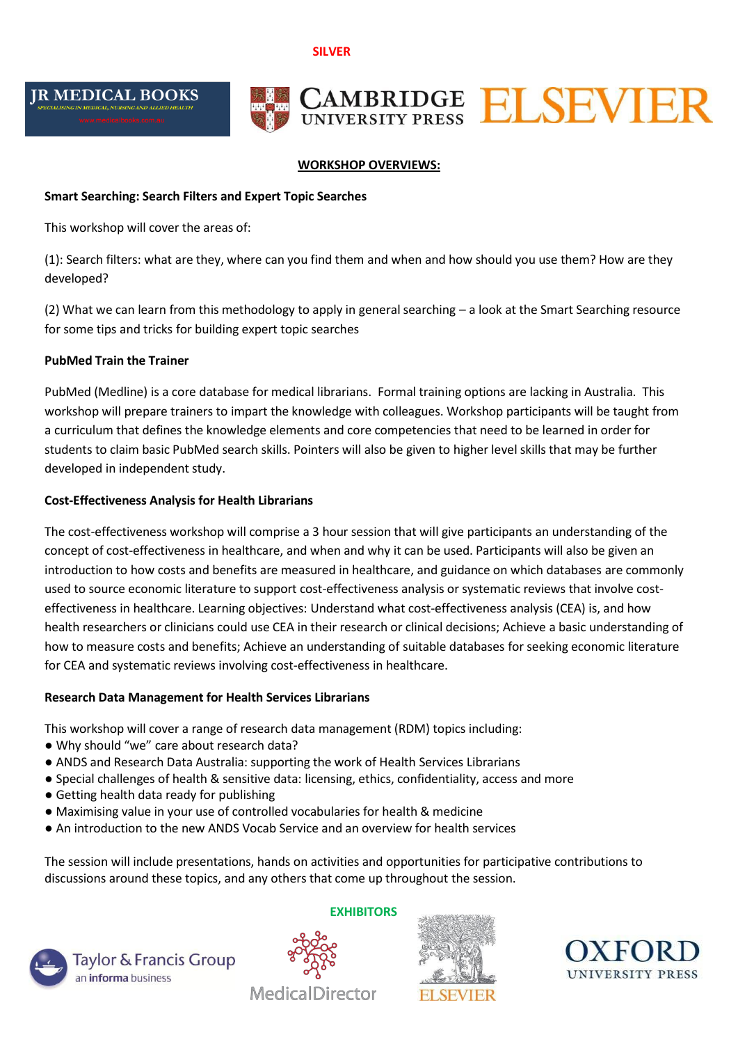SILVER

JR MEDICAL BOOKS
SPECIALISING IN MEDICAL, NURSING AND ALLIED HEALTH
www.medicalbooks.com.au

CAMBRIDGE UNIVERSITY PRESS

ELSEVIER

## WORKSHOP OVERVIEWS:

**Smart Searching: Search Filters and Expert Topic Searches**

This workshop will cover the areas of:

(1): Search filters: what are they, where can you find them and when and how should you use them? How are they developed?

(2) What we can learn from this methodology to apply in general searching – a look at the Smart Searching resource for some tips and tricks for building expert topic searches

**PubMed Train the Trainer**

PubMed (Medline) is a core database for medical librarians. Formal training options are lacking in Australia. This workshop will prepare trainers to impart the knowledge with colleagues. Workshop participants will be taught from a curriculum that defines the knowledge elements and core competencies that need to be learned in order for students to claim basic PubMed search skills. Pointers will also be given to higher level skills that may be further developed in independent study.

**Cost-Effectiveness Analysis for Health Librarians**

The cost-effectiveness workshop will comprise a 3 hour session that will give participants an understanding of the concept of cost-effectiveness in healthcare, and when and why it can be used. Participants will also be given an introduction to how costs and benefits are measured in healthcare, and guidance on which databases are commonly used to source economic literature to support cost-effectiveness analysis or systematic reviews that involve cost-effectiveness in healthcare. Learning objectives: Understand what cost-effectiveness analysis (CEA) is, and how health researchers or clinicians could use CEA in their research or clinical decisions; Achieve a basic understanding of how to measure costs and benefits; Achieve an understanding of suitable databases for seeking economic literature for CEA and systematic reviews involving cost-effectiveness in healthcare.

**Research Data Management for Health Services Librarians**

This workshop will cover a range of research data management (RDM) topics including:

- Why should "we" care about research data?
- ANDS and Research Data Australia: supporting the work of Health Services Librarians
- Special challenges of health & sensitive data: licensing, ethics, confidentiality, access and more
- Getting health data ready for publishing
- Maximising value in your use of controlled vocabularies for health & medicine
- An introduction to the new ANDS Vocab Service and an overview for health services

The session will include presentations, hands on activities and opportunities for participative contributions to discussions around these topics, and any others that come up throughout the session.

EXHIBITORS

Taylor & Francis Group
an informa business

MedicalDirector

ELSEVIER

OXFORD UNIVERSITY PRESS